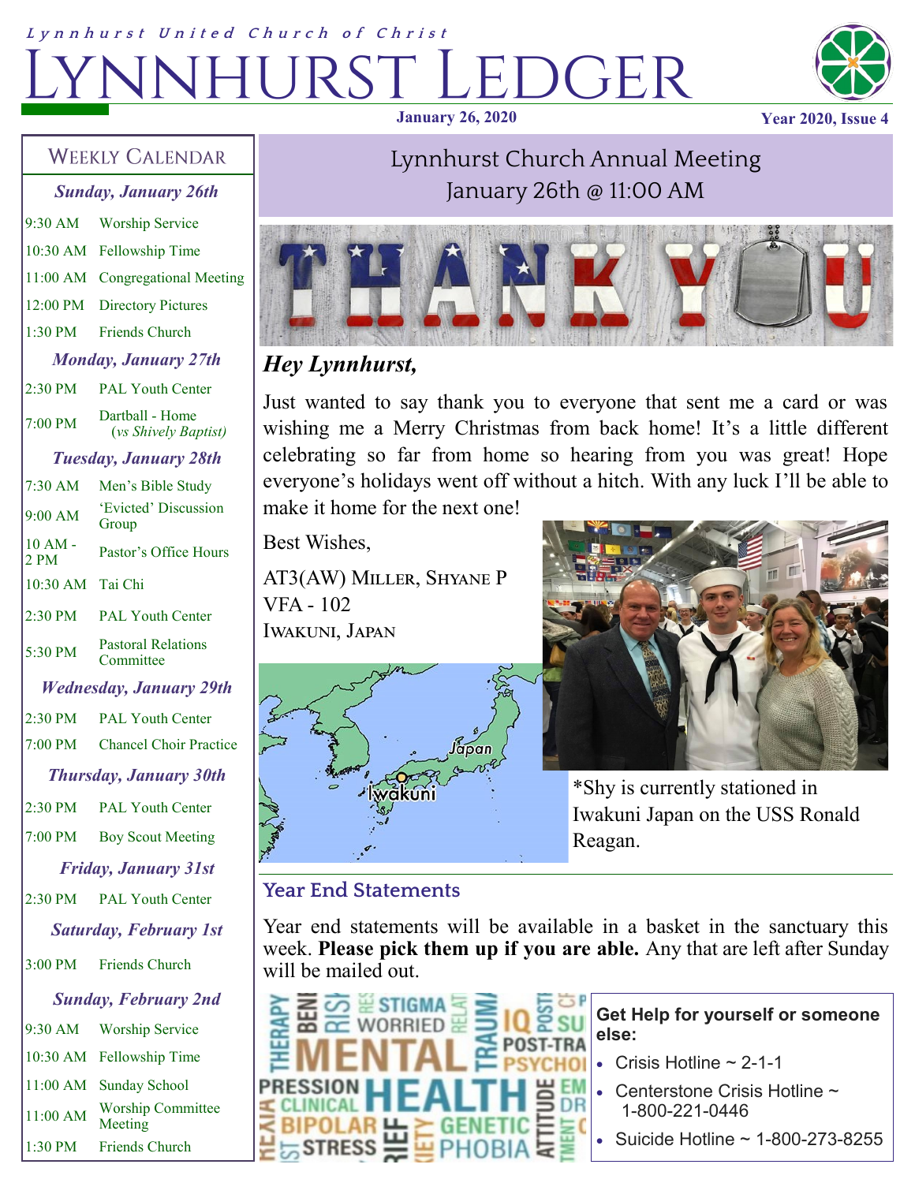*Lynnhurst United Church of Christ*

# Lynnhurst Ledger

**January 26, 2020** — **Year 2020, Issue 4**

## Weekly Calendar

| | |
|---|---|
| ***Sunday, January 26th*** | |
| 9:30 AM | Worship Service |
| 10:30 AM | Fellowship Time |
| 11:00 AM | Congregational Meeting |
| 12:00 PM | Directory Pictures |
| 1:30 PM | Friends Church |
| ***Monday, January 27th*** | |
| 2:30 PM | PAL Youth Center |
| 7:00 PM | Dartball - Home (*vs Shively Baptist)* |
| ***Tuesday, January 28th*** | |
| 7:30 AM | Men's Bible Study |
| 9:00 AM | 'Evicted' Discussion Group |
| 10 AM - 2 PM | Pastor's Office Hours |
| 10:30 AM | Tai Chi |
| 2:30 PM | PAL Youth Center |
| 5:30 PM | Pastoral Relations Committee |
| ***Wednesday, January 29th*** | |
| 2:30 PM | PAL Youth Center |
| 7:00 PM | Chancel Choir Practice |
| ***Thursday, January 30th*** | |
| 2:30 PM | PAL Youth Center |
| 7:00 PM | Boy Scout Meeting |
| ***Friday, January 31st*** | |
| 2:30 PM | PAL Youth Center |
| ***Saturday, February 1st*** | |
| 3:00 PM | Friends Church |
| ***Sunday, February 2nd*** | |
| 9:30 AM | Worship Service |
| 10:30 AM | Fellowship Time |
| 11:00 AM | Sunday School |
| 11:00 AM | Worship Committee Meeting |
| 1:30 PM | Friends Church |

## Lynnhurst Church Annual Meeting
## January 26th @ 11:00 AM

### *Hey Lynnhurst,*

Just wanted to say thank you to everyone that sent me a card or was wishing me a Merry Christmas from back home! It's a little different celebrating so far from home so hearing from you was great! Hope everyone's holidays went off without a hitch. With any luck I'll be able to make it home for the next one!

Best Wishes,

AT3(AW) Miller, Shyane P
VFA - 102
Iwakuni, Japan

*Shy is currently stationed in Iwakuni Japan on the USS Ronald Reagan.

## Year End Statements

Year end statements will be available in a basket in the sanctuary this week. **Please pick them up if you are able.** Any that are left after Sunday will be mailed out.

**Get Help for yourself or someone else:**

- Crisis Hotline ~ 2-1-1
- Centerstone Crisis Hotline ~ 1-800-221-0446
- Suicide Hotline ~ 1-800-273-8255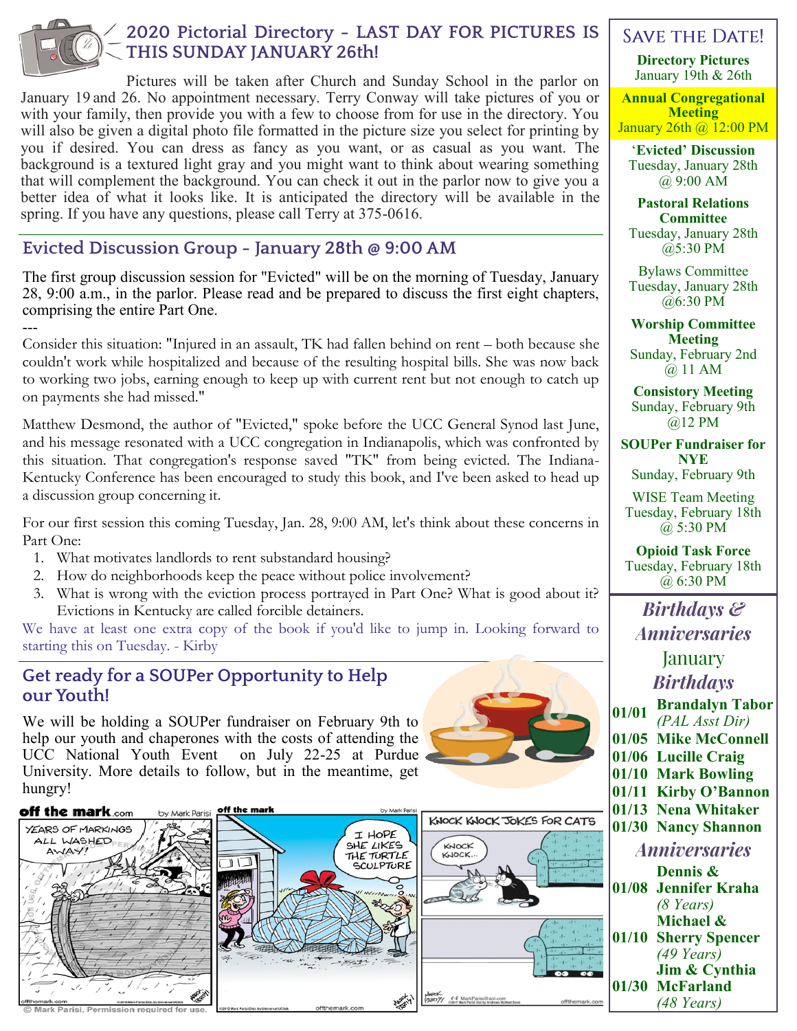## 2020 Pictorial Directory - LAST DAY FOR PICTURES IS THIS SUNDAY JANUARY 26th!

Pictures will be taken after Church and Sunday School in the parlor on January 19 and 26. No appointment necessary. Terry Conway will take pictures of you or with your family, then provide you with a few to choose from for use in the directory. You will also be given a digital photo file formatted in the picture size you select for printing by you if desired. You can dress as fancy as you want, or as casual as you want. The background is a textured light gray and you might want to think about wearing something that will complement the background. You can check it out in the parlor now to give you a better idea of what it looks like. It is anticipated the directory will be available in the spring. If you have any questions, please call Terry at 375-0616.

## Evicted Discussion Group - January 28th @ 9:00 AM

The first group discussion session for "Evicted" will be on the morning of Tuesday, January 28, 9:00 a.m., in the parlor. Please read and be prepared to discuss the first eight chapters, comprising the entire Part One.

---

Consider this situation: "Injured in an assault, TK had fallen behind on rent – both because she couldn't work while hospitalized and because of the resulting hospital bills. She was now back to working two jobs, earning enough to keep up with current rent but not enough to catch up on payments she had missed."

Matthew Desmond, the author of "Evicted," spoke before the UCC General Synod last June, and his message resonated with a UCC congregation in Indianapolis, which was confronted by this situation. That congregation's response saved "TK" from being evicted. The Indiana-Kentucky Conference has been encouraged to study this book, and I've been asked to head up a discussion group concerning it.

For our first session this coming Tuesday, Jan. 28, 9:00 AM, let's think about these concerns in Part One:

1. What motivates landlords to rent substandard housing?
2. How do neighborhoods keep the peace without police involvement?
3. What is wrong with the eviction process portrayed in Part One? What is good about it? Evictions in Kentucky are called forcible detainers.

We have at least one extra copy of the book if you'd like to jump in. Looking forward to starting this on Tuesday. - Kirby

## Get ready for a SOUPer Opportunity to Help our Youth!

We will be holding a SOUPer fundraiser on February 9th to help our youth and chaperones with the costs of attending the UCC National Youth Event on July 22-25 at Purdue University. More details to follow, but in the meantime, get hungry!

© Mark Parisi, Permission required for use.

## Save the Date!

**Directory Pictures**
January 19th & 26th

**Annual Congregational Meeting**
January 26th @ 12:00 PM

**'Evicted' Discussion**
Tuesday, January 28th @ 9:00 AM

**Pastoral Relations Committee**
Tuesday, January 28th @5:30 PM

Bylaws Committee
Tuesday, January 28th @6:30 PM

**Worship Committee Meeting**
Sunday, February 2nd @ 11 AM

**Consistory Meeting**
Sunday, February 9th @12 PM

**SOUPer Fundraiser for NYE**
Sunday, February 9th

WISE Team Meeting
Tuesday, February 18th @ 5:30 PM

**Opioid Task Force**
Tuesday, February 18th @ 6:30 PM

## *Birthdays & Anniversaries*

January

### *Birthdays*

**01/01 Brandalyn Tabor** *(PAL Asst Dir)*
**01/05 Mike McConnell**
**01/06 Lucille Craig**
**01/10 Mark Bowling**
**01/11 Kirby O'Bannon**
**01/13 Nena Whitaker**
**01/30 Nancy Shannon**

### *Anniversaries*

**01/08 Dennis & Jennifer Kraha** *(8 Years)*
**01/10 Michael & Sherry Spencer** *(49 Years)*
**01/30 Jim & Cynthia McFarland** *(48 Years)*